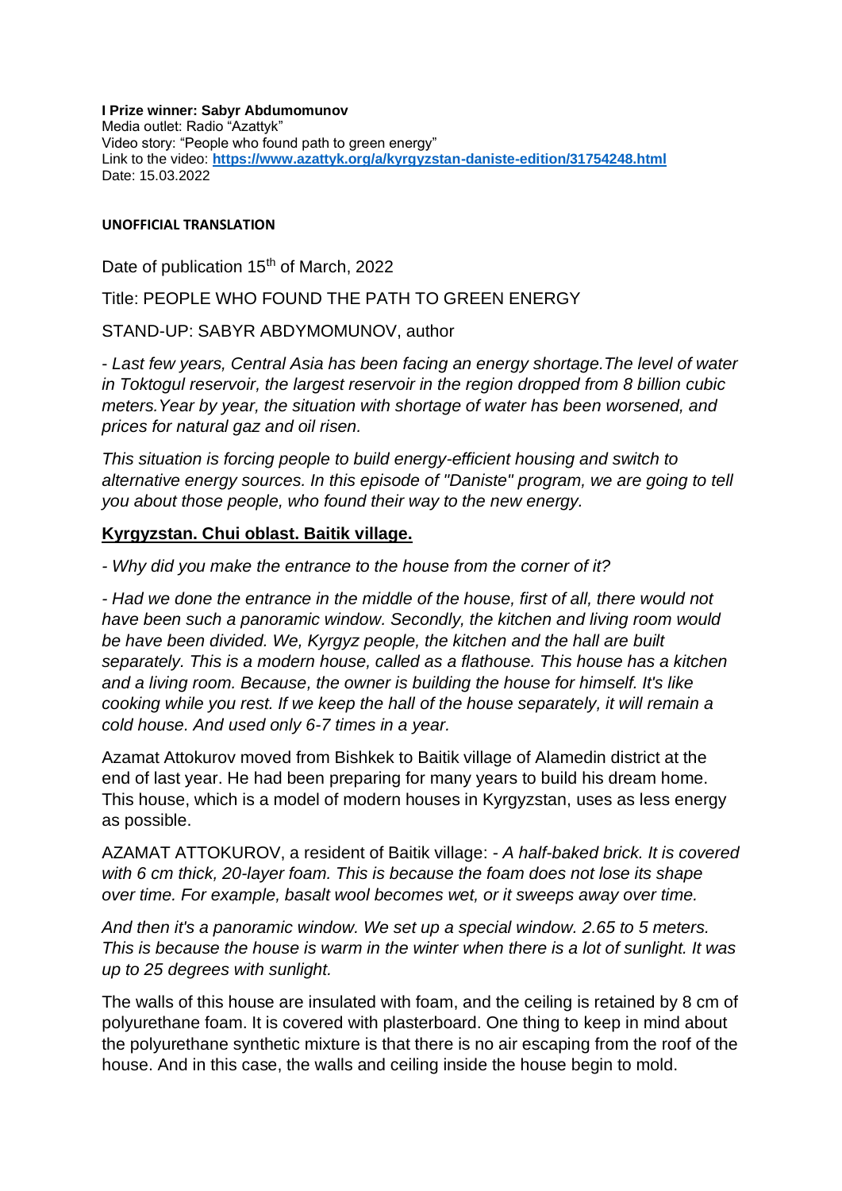**I Prize winner: Sabyr Abdumomunov**
Media outlet: Radio "Azattyk"
Video story: "People who found path to green energy"
Link to the video: **https://www.azattyk.org/a/kyrgyzstan-daniste-edition/31754248.html**
Date: 15.03.2022

**UNOFFICIAL TRANSLATION**

Date of publication 15th of March, 2022

Title: PEOPLE WHO FOUND THE PATH TO GREEN ENERGY

STAND-UP: SABYR ABDYMOMUNOV, author

- *Last few years, Central Asia has been facing an energy shortage.The level of water in Toktogul reservoir, the largest reservoir in the region dropped from 8 billion cubic meters.Year by year, the situation with shortage of water has been worsened, and prices for natural gaz and oil risen.*

*This situation is forcing people to build energy-efficient housing and switch to alternative energy sources. In this episode of "Daniste" program, we are going to tell you about those people, who found their way to the new energy.*

**Kyrgyzstan. Chui oblast. Baitik village.**

- *Why did you make the entrance to the house from the corner of it?*

- *Had we done the entrance in the middle of the house, first of all, there would not have been such a panoramic window. Secondly, the kitchen and living room would be have been divided. We, Kyrgyz people, the kitchen and the hall are built separately. This is a modern house, called as a flathouse. This house has a kitchen and a living room. Because, the owner is building the house for himself. It's like cooking while you rest. If we keep the hall of the house separately, it will remain a cold house. And used only 6-7 times in a year.*

Azamat Attokurov moved from Bishkek to Baitik village of Alamedin district at the end of last year. He had been preparing for many years to build his dream home. This house, which is a model of modern houses in Kyrgyzstan, uses as less energy as possible.

AZAMAT ATTOKUROV, a resident of Baitik village: - *A half-baked brick. It is covered with 6 cm thick, 20-layer foam. This is because the foam does not lose its shape over time. For example, basalt wool becomes wet, or it sweeps away over time.*

*And then it's a panoramic window. We set up a special window. 2.65 to 5 meters. This is because the house is warm in the winter when there is a lot of sunlight. It was up to 25 degrees with sunlight.*

The walls of this house are insulated with foam, and the ceiling is retained by 8 cm of polyurethane foam. It is covered with plasterboard. One thing to keep in mind about the polyurethane synthetic mixture is that there is no air escaping from the roof of the house. And in this case, the walls and ceiling inside the house begin to mold.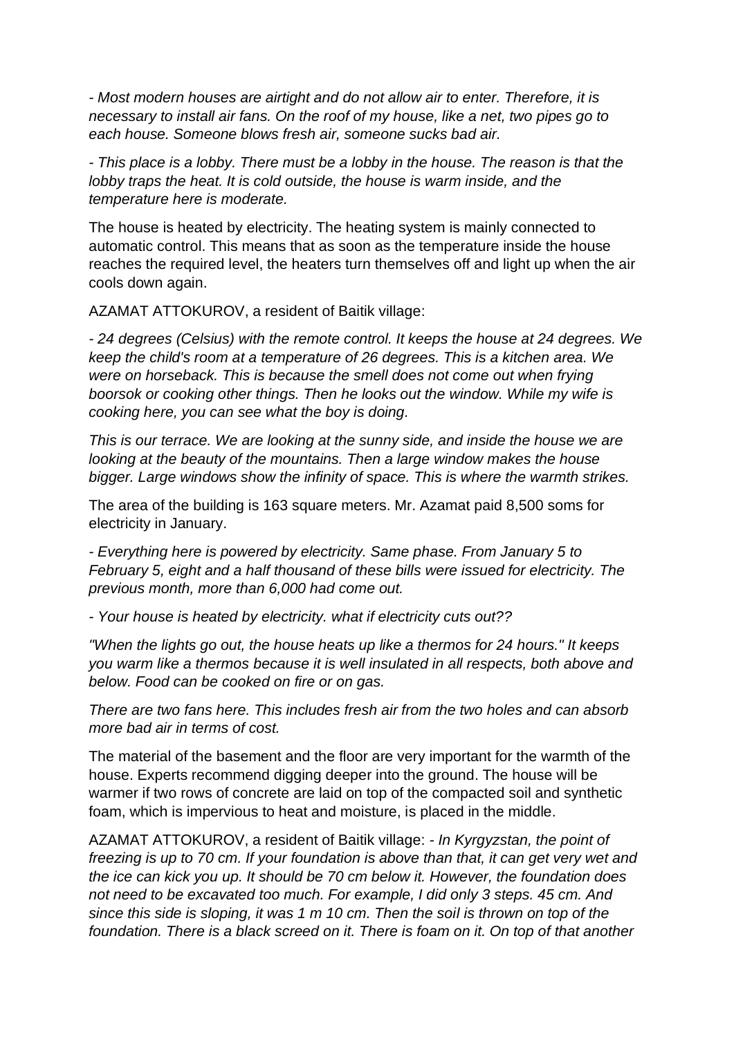*- Most modern houses are airtight and do not allow air to enter. Therefore, it is necessary to install air fans. On the roof of my house, like a net, two pipes go to each house. Someone blows fresh air, someone sucks bad air.*

*- This place is a lobby. There must be a lobby in the house. The reason is that the lobby traps the heat. It is cold outside, the house is warm inside, and the temperature here is moderate.*

The house is heated by electricity. The heating system is mainly connected to automatic control. This means that as soon as the temperature inside the house reaches the required level, the heaters turn themselves off and light up when the air cools down again.

AZAMAT ATTOKUROV, a resident of Baitik village:

*- 24 degrees (Celsius) with the remote control. It keeps the house at 24 degrees. We keep the child's room at a temperature of 26 degrees. This is a kitchen area. We were on horseback. This is because the smell does not come out when frying boorsok or cooking other things. Then he looks out the window. While my wife is cooking here, you can see what the boy is doing.*

*This is our terrace. We are looking at the sunny side, and inside the house we are looking at the beauty of the mountains. Then a large window makes the house bigger. Large windows show the infinity of space. This is where the warmth strikes.*

The area of the building is 163 square meters. Mr. Azamat paid 8,500 soms for electricity in January.

*- Everything here is powered by electricity. Same phase. From January 5 to February 5, eight and a half thousand of these bills were issued for electricity. The previous month, more than 6,000 had come out.*

*- Your house is heated by electricity. what if electricity cuts out??*

*"When the lights go out, the house heats up like a thermos for 24 hours." It keeps you warm like a thermos because it is well insulated in all respects, both above and below. Food can be cooked on fire or on gas.*

*There are two fans here. This includes fresh air from the two holes and can absorb more bad air in terms of cost.*

The material of the basement and the floor are very important for the warmth of the house. Experts recommend digging deeper into the ground. The house will be warmer if two rows of concrete are laid on top of the compacted soil and synthetic foam, which is impervious to heat and moisture, is placed in the middle.

AZAMAT ATTOKUROV, a resident of Baitik village: *- In Kyrgyzstan, the point of freezing is up to 70 cm. If your foundation is above than that, it can get very wet and the ice can kick you up. It should be 70 cm below it. However, the foundation does not need to be excavated too much. For example, I did only 3 steps. 45 cm. And since this side is sloping, it was 1 m 10 cm. Then the soil is thrown on top of the foundation. There is a black screed on it. There is foam on it. On top of that another*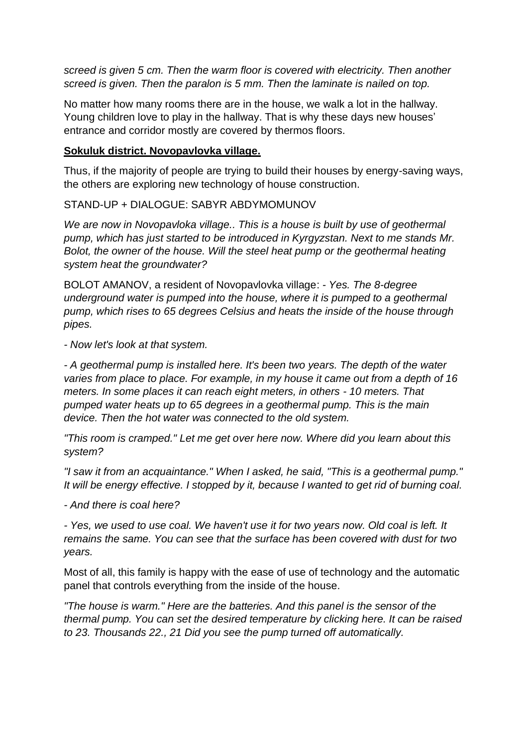*screed is given 5 cm. Then the warm floor is covered with electricity. Then another screed is given. Then the paralon is 5 mm. Then the laminate is nailed on top.*

No matter how many rooms there are in the house, we walk a lot in the hallway. Young children love to play in the hallway. That is why these days new houses' entrance and corridor mostly are covered by thermos floors.

**Sokuluk district. Novopavlovka village.**

Thus, if the majority of people are trying to build their houses by energy-saving ways, the others are exploring new technology of house construction.

STAND-UP + DIALOGUE: SABYR ABDYMOMUNOV

*We are now in Novopavloka village.. This is a house is built by use of geothermal pump, which has just started to be introduced in Kyrgyzstan. Next to me stands Mr. Bolot, the owner of the house. Will the steel heat pump or the geothermal heating system heat the groundwater?*

BOLOT AMANOV, a resident of Novopavlovka village: - *Yes. The 8-degree underground water is pumped into the house, where it is pumped to a geothermal pump, which rises to 65 degrees Celsius and heats the inside of the house through pipes.*

*- Now let's look at that system.*

*- A geothermal pump is installed here. It's been two years. The depth of the water varies from place to place. For example, in my house it came out from a depth of 16 meters. In some places it can reach eight meters, in others - 10 meters. That pumped water heats up to 65 degrees in a geothermal pump. This is the main device. Then the hot water was connected to the old system.*

*"This room is cramped." Let me get over here now. Where did you learn about this system?*

*"I saw it from an acquaintance." When I asked, he said, "This is a geothermal pump." It will be energy effective. I stopped by it, because I wanted to get rid of burning coal.*

*- And there is coal here?*

*- Yes, we used to use coal. We haven't use it for two years now. Old coal is left. It remains the same. You can see that the surface has been covered with dust for two years.*

Most of all, this family is happy with the ease of use of technology and the automatic panel that controls everything from the inside of the house.

*"The house is warm." Here are the batteries. And this panel is the sensor of the thermal pump. You can set the desired temperature by clicking here. It can be raised to 23. Thousands 22., 21 Did you see the pump turned off automatically.*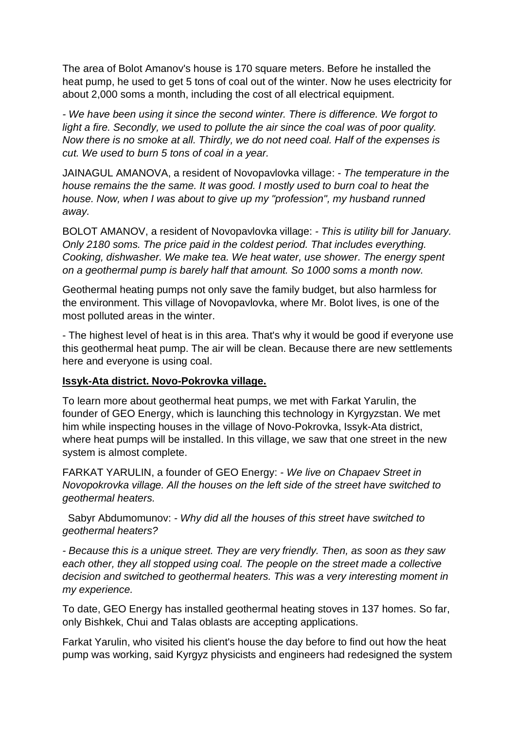The area of Bolot Amanov's house is 170 square meters. Before he installed the heat pump, he used to get 5 tons of coal out of the winter. Now he uses electricity for about 2,000 soms a month, including the cost of all electrical equipment.

*- We have been using it since the second winter. There is difference. We forgot to light a fire. Secondly, we used to pollute the air since the coal was of poor quality. Now there is no smoke at all. Thirdly, we do not need coal. Half of the expenses is cut. We used to burn 5 tons of coal in a year.*

JAINAGUL AMANOVA, a resident of Novopavlovka village: - *The temperature in the house remains the the same. It was good. I mostly used to burn coal to heat the house. Now, when I was about to give up my "profession", my husband runned away.*

BOLOT AMANOV, a resident of Novopavlovka village: - *This is utility bill for January. Only 2180 soms. The price paid in the coldest period. That includes everything. Cooking, dishwasher. We make tea. We heat water, use shower. The energy spent on a geothermal pump is barely half that amount. So 1000 soms a month now.*

Geothermal heating pumps not only save the family budget, but also harmless for the environment. This village of Novopavlovka, where Mr. Bolot lives, is one of the most polluted areas in the winter.

- The highest level of heat is in this area. That's why it would be good if everyone use this geothermal heat pump. The air will be clean. Because there are new settlements here and everyone is using coal.

**Issyk-Ata district. Novo-Pokrovka village.**

To learn more about geothermal heat pumps, we met with Farkat Yarulin, the founder of GEO Energy, which is launching this technology in Kyrgyzstan. We met him while inspecting houses in the village of Novo-Pokrovka, Issyk-Ata district, where heat pumps will be installed. In this village, we saw that one street in the new system is almost complete.

FARKAT YARULIN, a founder of GEO Energy: - *We live on Chapaev Street in Novopokrovka village. All the houses on the left side of the street have switched to geothermal heaters.*

Sabyr Abdumomunov: - *Why did all the houses of this street have switched to geothermal heaters?*

*- Because this is a unique street. They are very friendly. Then, as soon as they saw each other, they all stopped using coal. The people on the street made a collective decision and switched to geothermal heaters. This was a very interesting moment in my experience.*

To date, GEO Energy has installed geothermal heating stoves in 137 homes. So far, only Bishkek, Chui and Talas oblasts are accepting applications.

Farkat Yarulin, who visited his client's house the day before to find out how the heat pump was working, said Kyrgyz physicists and engineers had redesigned the system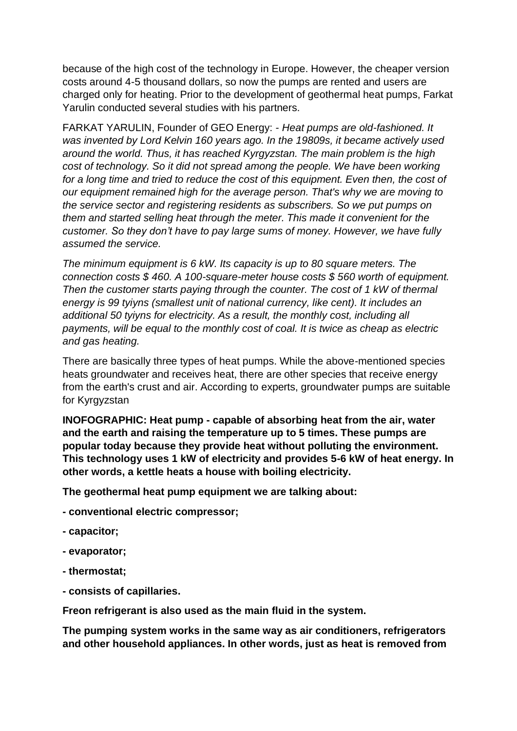because of the high cost of the technology in Europe. However, the cheaper version costs around 4-5 thousand dollars, so now the pumps are rented and users are charged only for heating. Prior to the development of geothermal heat pumps, Farkat Yarulin conducted several studies with his partners.

FARKAT YARULIN, Founder of GEO Energy: - *Heat pumps are old-fashioned. It was invented by Lord Kelvin 160 years ago. In the 19809s, it became actively used around the world. Thus, it has reached Kyrgyzstan. The main problem is the high cost of technology. So it did not spread among the people. We have been working for a long time and tried to reduce the cost of this equipment. Even then, the cost of our equipment remained high for the average person. That's why we are moving to the service sector and registering residents as subscribers. So we put pumps on them and started selling heat through the meter. This made it convenient for the customer. So they don't have to pay large sums of money. However, we have fully assumed the service.*

*The minimum equipment is 6 kW. Its capacity is up to 80 square meters. The connection costs $ 460. A 100-square-meter house costs $ 560 worth of equipment. Then the customer starts paying through the counter. The cost of 1 kW of thermal energy is 99 tyiyns (smallest unit of national currency, like cent). It includes an additional 50 tyiyns for electricity. As a result, the monthly cost, including all payments, will be equal to the monthly cost of coal. It is twice as cheap as electric and gas heating.*

There are basically three types of heat pumps. While the above-mentioned species heats groundwater and receives heat, there are other species that receive energy from the earth's crust and air. According to experts, groundwater pumps are suitable for Kyrgyzstan

**INOFOGRAPHIC: Heat pump - capable of absorbing heat from the air, water and the earth and raising the temperature up to 5 times. These pumps are popular today because they provide heat without polluting the environment. This technology uses 1 kW of electricity and provides 5-6 kW of heat energy. In other words, a kettle heats a house with boiling electricity.**

**The geothermal heat pump equipment we are talking about:**

**- conventional electric compressor;**

**- capacitor;**

**- evaporator;**

**- thermostat;**

**- consists of capillaries.**

**Freon refrigerant is also used as the main fluid in the system.**

**The pumping system works in the same way as air conditioners, refrigerators and other household appliances. In other words, just as heat is removed from**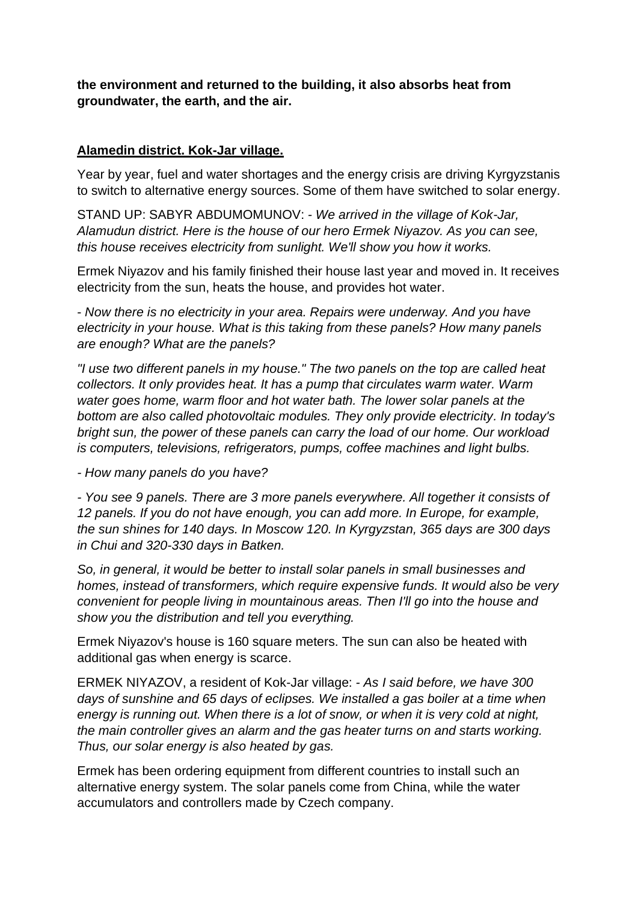**the environment and returned to the building, it also absorbs heat from groundwater, the earth, and the air.**

**Alamedin district. Kok-Jar village.**

Year by year, fuel and water shortages and the energy crisis are driving Kyrgyzstanis to switch to alternative energy sources. Some of them have switched to solar energy.

STAND UP: SABYR ABDUMOMUNOV: - *We arrived in the village of Kok-Jar, Alamudun district. Here is the house of our hero Ermek Niyazov. As you can see, this house receives electricity from sunlight. We'll show you how it works.*

Ermek Niyazov and his family finished their house last year and moved in. It receives electricity from the sun, heats the house, and provides hot water.

*- Now there is no electricity in your area. Repairs were underway. And you have electricity in your house. What is this taking from these panels? How many panels are enough? What are the panels?*

*"I use two different panels in my house." The two panels on the top are called heat collectors. It only provides heat. It has a pump that circulates warm water. Warm water goes home, warm floor and hot water bath. The lower solar panels at the bottom are also called photovoltaic modules. They only provide electricity. In today's bright sun, the power of these panels can carry the load of our home. Our workload is computers, televisions, refrigerators, pumps, coffee machines and light bulbs.*

*- How many panels do you have?*

*- You see 9 panels. There are 3 more panels everywhere. All together it consists of 12 panels. If you do not have enough, you can add more. In Europe, for example, the sun shines for 140 days. In Moscow 120. In Kyrgyzstan, 365 days are 300 days in Chui and 320-330 days in Batken.*

*So, in general, it would be better to install solar panels in small businesses and homes, instead of transformers, which require expensive funds. It would also be very convenient for people living in mountainous areas. Then I'll go into the house and show you the distribution and tell you everything.*

Ermek Niyazov's house is 160 square meters. The sun can also be heated with additional gas when energy is scarce.

ERMEK NIYAZOV, a resident of Kok-Jar village: - *As I said before, we have 300 days of sunshine and 65 days of eclipses. We installed a gas boiler at a time when energy is running out. When there is a lot of snow, or when it is very cold at night, the main controller gives an alarm and the gas heater turns on and starts working. Thus, our solar energy is also heated by gas.*

Ermek has been ordering equipment from different countries to install such an alternative energy system. The solar panels come from China, while the water accumulators and controllers made by Czech company.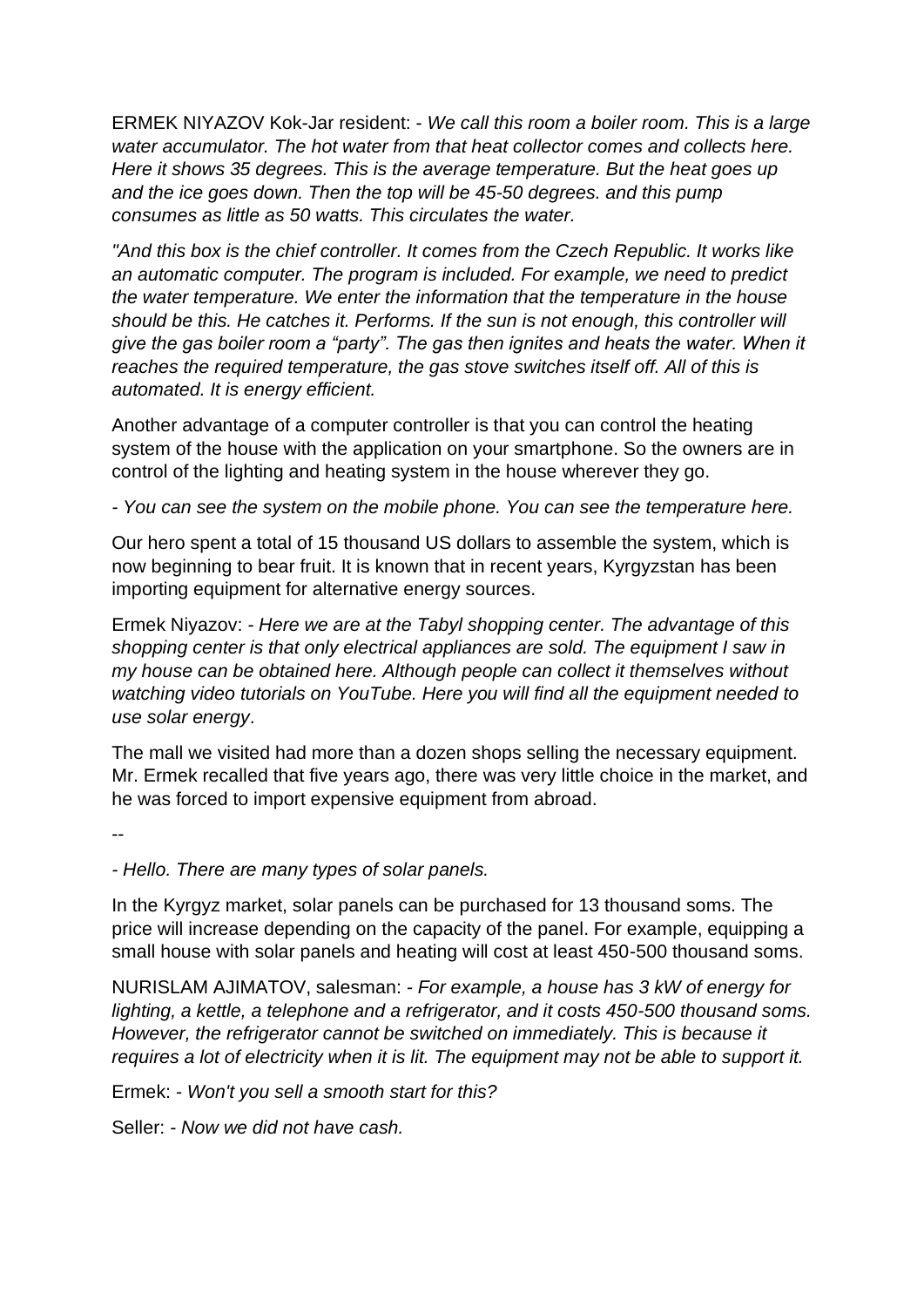ERMEK NIYAZOV Kok-Jar resident: - *We call this room a boiler room. This is a large water accumulator. The hot water from that heat collector comes and collects here. Here it shows 35 degrees. This is the average temperature. But the heat goes up and the ice goes down. Then the top will be 45-50 degrees. and this pump consumes as little as 50 watts. This circulates the water.*

*"And this box is the chief controller. It comes from the Czech Republic. It works like an automatic computer. The program is included. For example, we need to predict the water temperature. We enter the information that the temperature in the house should be this. He catches it. Performs. If the sun is not enough, this controller will give the gas boiler room a "party". The gas then ignites and heats the water. When it reaches the required temperature, the gas stove switches itself off. All of this is automated. It is energy efficient.*

Another advantage of a computer controller is that you can control the heating system of the house with the application on your smartphone. So the owners are in control of the lighting and heating system in the house wherever they go.

*- You can see the system on the mobile phone. You can see the temperature here.*

Our hero spent a total of 15 thousand US dollars to assemble the system, which is now beginning to bear fruit. It is known that in recent years, Kyrgyzstan has been importing equipment for alternative energy sources.

Ermek Niyazov: - *Here we are at the Tabyl shopping center. The advantage of this shopping center is that only electrical appliances are sold. The equipment I saw in my house can be obtained here. Although people can collect it themselves without watching video tutorials on YouTube. Here you will find all the equipment needed to use solar energy*.

The mall we visited had more than a dozen shops selling the necessary equipment. Mr. Ermek recalled that five years ago, there was very little choice in the market, and he was forced to import expensive equipment from abroad.

--

*- Hello. There are many types of solar panels.*

In the Kyrgyz market, solar panels can be purchased for 13 thousand soms. The price will increase depending on the capacity of the panel. For example, equipping a small house with solar panels and heating will cost at least 450-500 thousand soms.

NURISLAM AJIMATOV, salesman: - *For example, a house has 3 kW of energy for lighting, a kettle, a telephone and a refrigerator, and it costs 450-500 thousand soms. However, the refrigerator cannot be switched on immediately. This is because it requires a lot of electricity when it is lit. The equipment may not be able to support it.*

Ermek: - *Won't you sell a smooth start for this?*

Seller: - *Now we did not have cash.*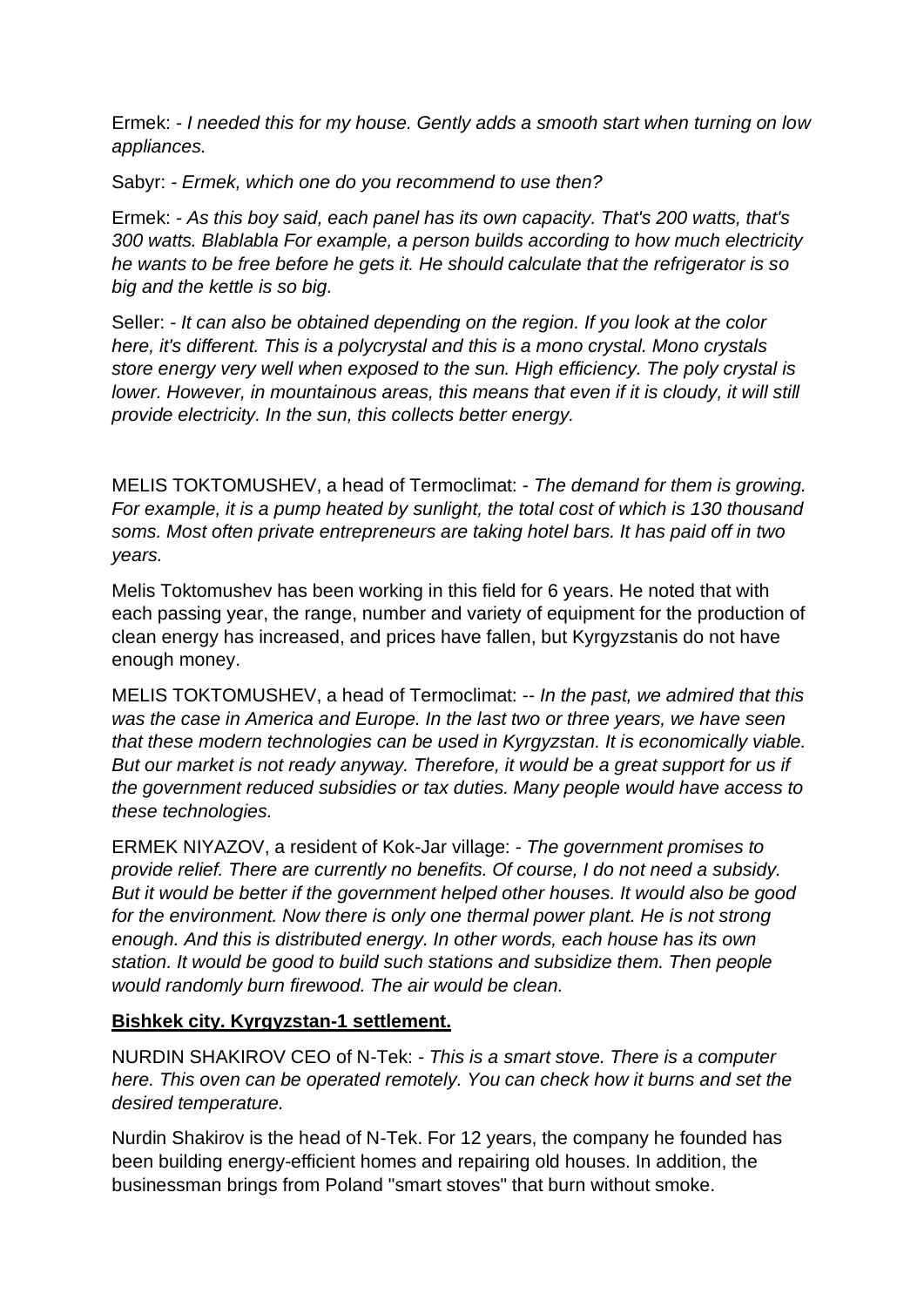Ermek: - *I needed this for my house. Gently adds a smooth start when turning on low appliances.*

Sabyr: - *Ermek, which one do you recommend to use then?*

Ermek: - *As this boy said, each panel has its own capacity. That's 200 watts, that's 300 watts. Blablabla For example, a person builds according to how much electricity he wants to be free before he gets it. He should calculate that the refrigerator is so big and the kettle is so big.*

Seller: - *It can also be obtained depending on the region. If you look at the color here, it's different. This is a polycrystal and this is a mono crystal. Mono crystals store energy very well when exposed to the sun. High efficiency. The poly crystal is lower. However, in mountainous areas, this means that even if it is cloudy, it will still provide electricity. In the sun, this collects better energy.*

MELIS TOKTOMUSHEV, a head of Termoclimat: - *The demand for them is growing. For example, it is a pump heated by sunlight, the total cost of which is 130 thousand soms. Most often private entrepreneurs are taking hotel bars. It has paid off in two years.*

Melis Toktomushev has been working in this field for 6 years. He noted that with each passing year, the range, number and variety of equipment for the production of clean energy has increased, and prices have fallen, but Kyrgyzstanis do not have enough money.

MELIS TOKTOMUSHEV, a head of Termoclimat: -- *In the past, we admired that this was the case in America and Europe. In the last two or three years, we have seen that these modern technologies can be used in Kyrgyzstan. It is economically viable. But our market is not ready anyway. Therefore, it would be a great support for us if the government reduced subsidies or tax duties. Many people would have access to these technologies.*

ERMEK NIYAZOV, a resident of Kok-Jar village: - *The government promises to provide relief. There are currently no benefits. Of course, I do not need a subsidy. But it would be better if the government helped other houses. It would also be good for the environment. Now there is only one thermal power plant. He is not strong enough. And this is distributed energy. In other words, each house has its own station. It would be good to build such stations and subsidize them. Then people would randomly burn firewood. The air would be clean.*

**Bishkek city. Kyrgyzstan-1 settlement.**

NURDIN SHAKIROV CEO of N-Tek: - *This is a smart stove. There is a computer here. This oven can be operated remotely. You can check how it burns and set the desired temperature.*

Nurdin Shakirov is the head of N-Tek. For 12 years, the company he founded has been building energy-efficient homes and repairing old houses. In addition, the businessman brings from Poland "smart stoves" that burn without smoke.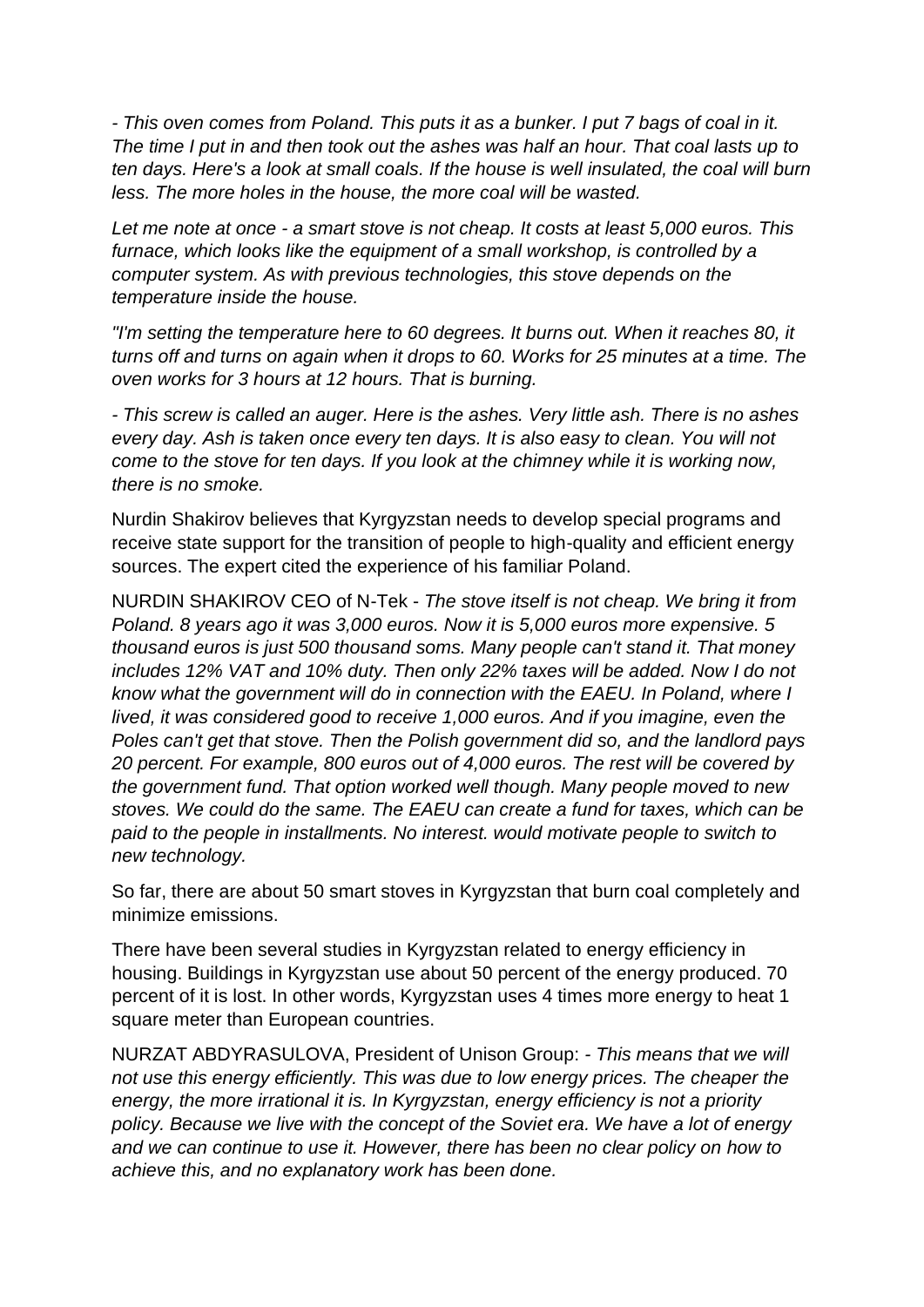*- This oven comes from Poland. This puts it as a bunker. I put 7 bags of coal in it. The time I put in and then took out the ashes was half an hour. That coal lasts up to ten days. Here's a look at small coals. If the house is well insulated, the coal will burn less. The more holes in the house, the more coal will be wasted.*

*Let me note at once - a smart stove is not cheap. It costs at least 5,000 euros. This furnace, which looks like the equipment of a small workshop, is controlled by a computer system. As with previous technologies, this stove depends on the temperature inside the house.*

*"I'm setting the temperature here to 60 degrees. It burns out. When it reaches 80, it turns off and turns on again when it drops to 60. Works for 25 minutes at a time. The oven works for 3 hours at 12 hours. That is burning.*

*- This screw is called an auger. Here is the ashes. Very little ash. There is no ashes every day. Ash is taken once every ten days. It is also easy to clean. You will not come to the stove for ten days. If you look at the chimney while it is working now, there is no smoke.*

Nurdin Shakirov believes that Kyrgyzstan needs to develop special programs and receive state support for the transition of people to high-quality and efficient energy sources. The expert cited the experience of his familiar Poland.

NURDIN SHAKIROV CEO of N-Tek - *The stove itself is not cheap. We bring it from Poland. 8 years ago it was 3,000 euros. Now it is 5,000 euros more expensive. 5 thousand euros is just 500 thousand soms. Many people can't stand it. That money includes 12% VAT and 10% duty. Then only 22% taxes will be added. Now I do not know what the government will do in connection with the EAEU. In Poland, where I lived, it was considered good to receive 1,000 euros. And if you imagine, even the Poles can't get that stove. Then the Polish government did so, and the landlord pays 20 percent. For example, 800 euros out of 4,000 euros. The rest will be covered by the government fund. That option worked well though. Many people moved to new stoves. We could do the same. The EAEU can create a fund for taxes, which can be paid to the people in installments. No interest. would motivate people to switch to new technology.*

So far, there are about 50 smart stoves in Kyrgyzstan that burn coal completely and minimize emissions.

There have been several studies in Kyrgyzstan related to energy efficiency in housing. Buildings in Kyrgyzstan use about 50 percent of the energy produced. 70 percent of it is lost. In other words, Kyrgyzstan uses 4 times more energy to heat 1 square meter than European countries.

NURZAT ABDYRASULOVA, President of Unison Group: *- This means that we will not use this energy efficiently. This was due to low energy prices. The cheaper the energy, the more irrational it is. In Kyrgyzstan, energy efficiency is not a priority policy. Because we live with the concept of the Soviet era. We have a lot of energy and we can continue to use it. However, there has been no clear policy on how to achieve this, and no explanatory work has been done.*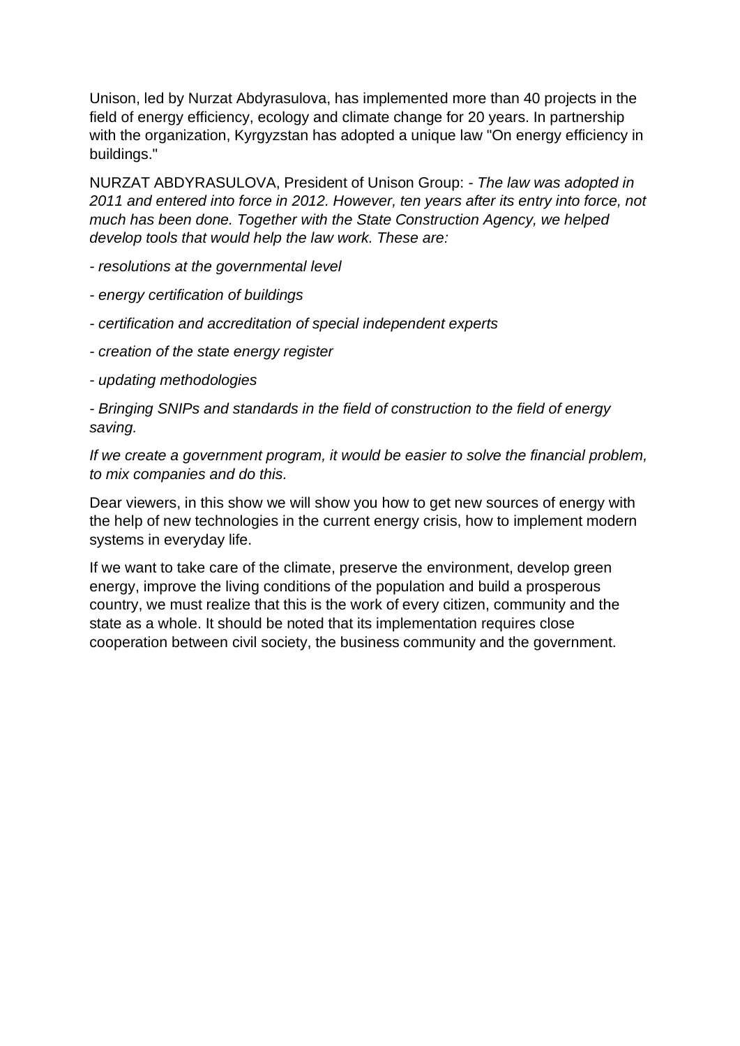Unison, led by Nurzat Abdyrasulova, has implemented more than 40 projects in the field of energy efficiency, ecology and climate change for 20 years. In partnership with the organization, Kyrgyzstan has adopted a unique law "On energy efficiency in buildings."

NURZAT ABDYRASULOVA, President of Unison Group: - *The law was adopted in 2011 and entered into force in 2012. However, ten years after its entry into force, not much has been done. Together with the State Construction Agency, we helped develop tools that would help the law work. These are:*

*- resolutions at the governmental level*

*- energy certification of buildings*

*- certification and accreditation of special independent experts*

*- creation of the state energy register*

*- updating methodologies*

*- Bringing SNIPs and standards in the field of construction to the field of energy saving.*

*If we create a government program, it would be easier to solve the financial problem, to mix companies and do this.*

Dear viewers, in this show we will show you how to get new sources of energy with the help of new technologies in the current energy crisis, how to implement modern systems in everyday life.

If we want to take care of the climate, preserve the environment, develop green energy, improve the living conditions of the population and build a prosperous country, we must realize that this is the work of every citizen, community and the state as a whole. It should be noted that its implementation requires close cooperation between civil society, the business community and the government.